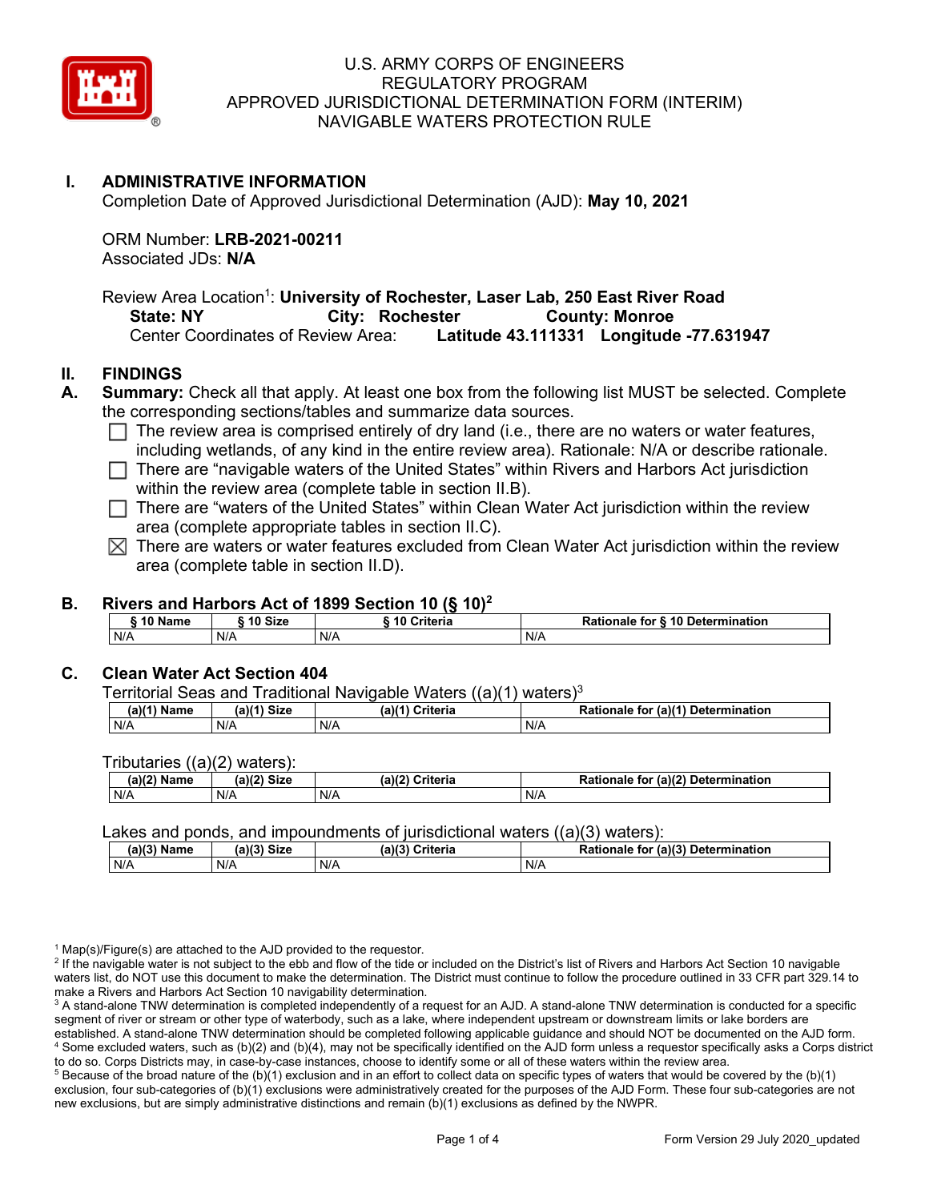# U.S. ARMY CORPS OF ENGINEERS
# REGULATORY PROGRAM
# APPROVED JURISDICTIONAL DETERMINATION FORM (INTERIM)
# NAVIGABLE WATERS PROTECTION RULE

## I. ADMINISTRATIVE INFORMATION

Completion Date of Approved Jurisdictional Determination (AJD): **May 10, 2021**

ORM Number: **LRB-2021-00211**
Associated JDs: **N/A**

Review Area Location[1]: **University of Rochester, Laser Lab, 250 East River Road**
**State: NY City: Rochester County: Monroe**
Center Coordinates of Review Area: **Latitude 43.111331 Longitude -77.631947**

## II. FINDINGS

**A. Summary:** Check all that apply. At least one box from the following list MUST be selected. Complete the corresponding sections/tables and summarize data sources.

- ☐ The review area is comprised entirely of dry land (i.e., there are no waters or water features, including wetlands, of any kind in the entire review area). Rationale: N/A or describe rationale.
- ☐ There are "navigable waters of the United States" within Rivers and Harbors Act jurisdiction within the review area (complete table in section II.B).
- ☐ There are "waters of the United States" within Clean Water Act jurisdiction within the review area (complete appropriate tables in section II.C).
- ☒ There are waters or water features excluded from Clean Water Act jurisdiction within the review area (complete table in section II.D).

**B. Rivers and Harbors Act of 1899 Section 10 (§ 10)[2]**

| § 10 Name | § 10 Size | § 10 Criteria | Rationale for § 10 Determination |
|---|---|---|---|
| N/A | N/A | N/A | N/A |

**C. Clean Water Act Section 404**

Territorial Seas and Traditional Navigable Waters ((a)(1) waters)[3]

| (a)(1) Name | (a)(1) Size | (a)(1) Criteria | Rationale for (a)(1) Determination |
|---|---|---|---|
| N/A | N/A | N/A | N/A |

Tributaries ((a)(2) waters):

| (a)(2) Name | (a)(2) Size | (a)(2) Criteria | Rationale for (a)(2) Determination |
|---|---|---|---|
| N/A | N/A | N/A | N/A |

Lakes and ponds, and impoundments of jurisdictional waters ((a)(3) waters):

| (a)(3) Name | (a)(3) Size | (a)(3) Criteria | Rationale for (a)(3) Determination |
|---|---|---|---|
| N/A | N/A | N/A | N/A |

[1] Map(s)/Figure(s) are attached to the AJD provided to the requestor.
[2] If the navigable water is not subject to the ebb and flow of the tide or included on the District's list of Rivers and Harbors Act Section 10 navigable waters list, do NOT use this document to make the determination. The District must continue to follow the procedure outlined in 33 CFR part 329.14 to make a Rivers and Harbors Act Section 10 navigability determination.
[3] A stand-alone TNW determination is completed independently of a request for an AJD. A stand-alone TNW determination is conducted for a specific segment of river or stream or other type of waterbody, such as a lake, where independent upstream or downstream limits or lake borders are established. A stand-alone TNW determination should be completed following applicable guidance and should NOT be documented on the AJD form.
[4] Some excluded waters, such as (b)(2) and (b)(4), may not be specifically identified on the AJD form unless a requestor specifically asks a Corps district to do so. Corps Districts may, in case-by-case instances, choose to identify some or all of these waters within the review area.
[5] Because of the broad nature of the (b)(1) exclusion and in an effort to collect data on specific types of waters that would be covered by the (b)(1) exclusion, four sub-categories of (b)(1) exclusions were administratively created for the purposes of the AJD Form. These four sub-categories are not new exclusions, but are simply administrative distinctions and remain (b)(1) exclusions as defined by the NWPR.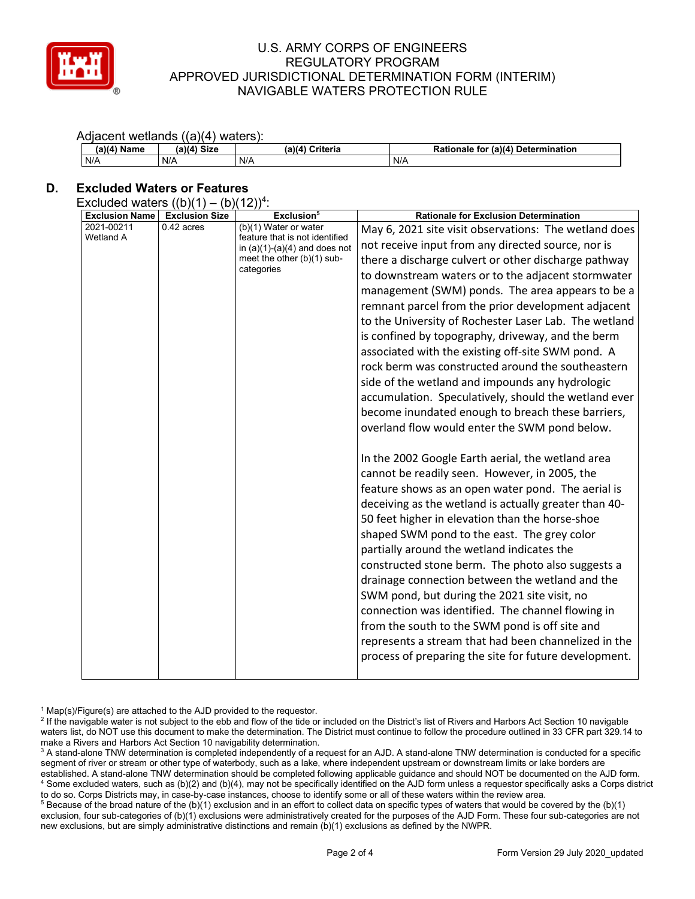Adjacent wetlands ((a)(4) waters):

| (a)(4) Name | (a)(4) Size | (a)(4) Criteria | Rationale for (a)(4) Determination |
|---|---|---|---|
| N/A | N/A | N/A | N/A |

## D. Excluded Waters or Features

Excluded waters ((b)(1) – (b)(12))[4]:

| Exclusion Name | Exclusion Size | Exclusion[5] | Rationale for Exclusion Determination |
|---|---|---|---|
| 2021-00211 Wetland A | 0.42 acres | (b)(1) Water or water feature that is not identified in (a)(1)-(a)(4) and does not meet the other (b)(1) sub-categories | May 6, 2021 site visit observations: The wetland does not receive input from any directed source, nor is there a discharge culvert or other discharge pathway to downstream waters or to the adjacent stormwater management (SWM) ponds. The area appears to be a remnant parcel from the prior development adjacent to the University of Rochester Laser Lab. The wetland is confined by topography, driveway, and the berm associated with the existing off-site SWM pond. A rock berm was constructed around the southeastern side of the wetland and impounds any hydrologic accumulation. Speculatively, should the wetland ever become inundated enough to breach these barriers, overland flow would enter the SWM pond below.<br><br>In the 2002 Google Earth aerial, the wetland area cannot be readily seen. However, in 2005, the feature shows as an open water pond. The aerial is deceiving as the wetland is actually greater than 40-50 feet higher in elevation than the horse-shoe shaped SWM pond to the east. The grey color partially around the wetland indicates the constructed stone berm. The photo also suggests a drainage connection between the wetland and the SWM pond, but during the 2021 site visit, no connection was identified. The channel flowing in from the south to the SWM pond is off site and represents a stream that had been channelized in the process of preparing the site for future development. |

[1] Map(s)/Figure(s) are attached to the AJD provided to the requestor.

[2] If the navigable water is not subject to the ebb and flow of the tide or included on the District's list of Rivers and Harbors Act Section 10 navigable waters list, do NOT use this document to make the determination. The District must continue to follow the procedure outlined in 33 CFR part 329.14 to make a Rivers and Harbors Act Section 10 navigability determination.

[3] A stand-alone TNW determination is completed independently of a request for an AJD. A stand-alone TNW determination is conducted for a specific segment of river or stream or other type of waterbody, such as a lake, where independent upstream or downstream limits or lake borders are established. A stand-alone TNW determination should be completed following applicable guidance and should NOT be documented on the AJD form.

[4] Some excluded waters, such as (b)(2) and (b)(4), may not be specifically identified on the AJD form unless a requestor specifically asks a Corps district to do so. Corps Districts may, in case-by-case instances, choose to identify some or all of these waters within the review area.

[5] Because of the broad nature of the (b)(1) exclusion and in an effort to collect data on specific types of waters that would be covered by the (b)(1) exclusion, four sub-categories of (b)(1) exclusions were administratively created for the purposes of the AJD Form. These four sub-categories are not new exclusions, but are simply administrative distinctions and remain (b)(1) exclusions as defined by the NWPR.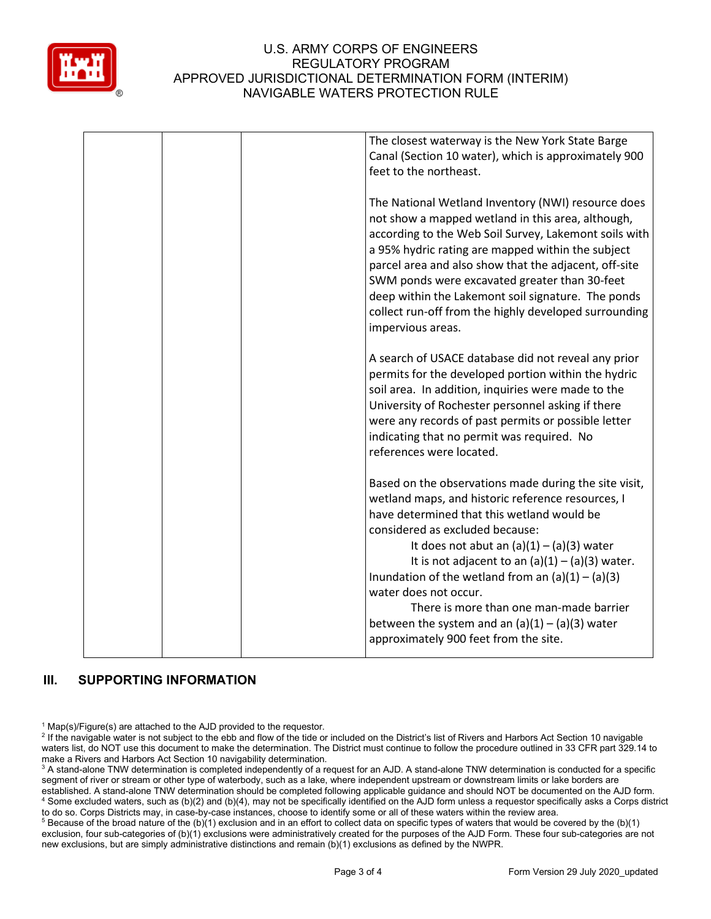| | | | |
|---|---|---|---|
| | | | The closest waterway is the New York State Barge Canal (Section 10 water), which is approximately 900 feet to the northeast.<br><br>The National Wetland Inventory (NWI) resource does not show a mapped wetland in this area, although, according to the Web Soil Survey, Lakemont soils with a 95% hydric rating are mapped within the subject parcel area and also show that the adjacent, off-site SWM ponds were excavated greater than 30-feet deep within the Lakemont soil signature. The ponds collect run-off from the highly developed surrounding impervious areas.<br><br>A search of USACE database did not reveal any prior permits for the developed portion within the hydric soil area. In addition, inquiries were made to the University of Rochester personnel asking if there were any records of past permits or possible letter indicating that no permit was required. No references were located.<br><br>Based on the observations made during the site visit, wetland maps, and historic reference resources, I have determined that this wetland would be considered as excluded because:<br>It does not abut an (a)(1) – (a)(3) water<br>It is not adjacent to an (a)(1) – (a)(3) water. Inundation of the wetland from an (a)(1) – (a)(3) water does not occur.<br>There is more than one man-made barrier between the system and an (a)(1) – (a)(3) water approximately 900 feet from the site. |

## III. SUPPORTING INFORMATION

[1] Map(s)/Figure(s) are attached to the AJD provided to the requestor.

[2] If the navigable water is not subject to the ebb and flow of the tide or included on the District's list of Rivers and Harbors Act Section 10 navigable waters list, do NOT use this document to make the determination. The District must continue to follow the procedure outlined in 33 CFR part 329.14 to make a Rivers and Harbors Act Section 10 navigability determination.

[3] A stand-alone TNW determination is completed independently of a request for an AJD. A stand-alone TNW determination is conducted for a specific segment of river or stream or other type of waterbody, such as a lake, where independent upstream or downstream limits or lake borders are established. A stand-alone TNW determination should be completed following applicable guidance and should NOT be documented on the AJD form.

[4] Some excluded waters, such as (b)(2) and (b)(4), may not be specifically identified on the AJD form unless a requestor specifically asks a Corps district to do so. Corps Districts may, in case-by-case instances, choose to identify some or all of these waters within the review area.

[5] Because of the broad nature of the (b)(1) exclusion and in an effort to collect data on specific types of waters that would be covered by the (b)(1) exclusion, four sub-categories of (b)(1) exclusions were administratively created for the purposes of the AJD Form. These four sub-categories are not new exclusions, but are simply administrative distinctions and remain (b)(1) exclusions as defined by the NWPR.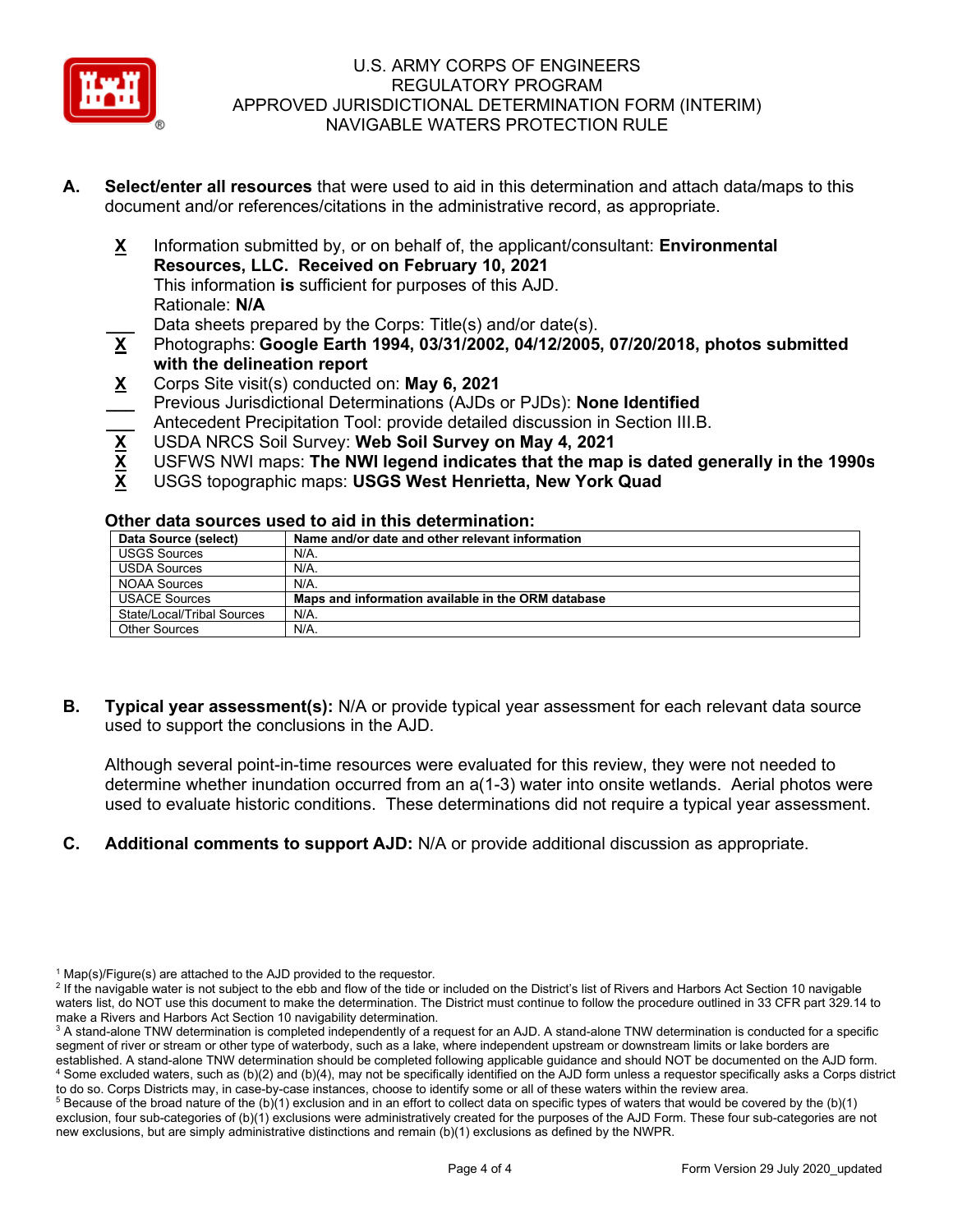U.S. ARMY CORPS OF ENGINEERS
REGULATORY PROGRAM
APPROVED JURISDICTIONAL DETERMINATION FORM (INTERIM)
NAVIGABLE WATERS PROTECTION RULE

**A. Select/enter all resources** that were used to aid in this determination and attach data/maps to this document and/or references/citations in the administrative record, as appropriate.

- **X** Information submitted by, or on behalf of, the applicant/consultant: **Environmental Resources, LLC. Received on February 10, 2021**
  This information **is** sufficient for purposes of this AJD.
  Rationale: **N/A**
- ___ Data sheets prepared by the Corps: Title(s) and/or date(s).
- **X** Photographs: **Google Earth 1994, 03/31/2002, 04/12/2005, 07/20/2018, photos submitted with the delineation report**
- **X** Corps Site visit(s) conducted on: **May 6, 2021**
- ___ Previous Jurisdictional Determinations (AJDs or PJDs): **None Identified**
- ___ Antecedent Precipitation Tool: provide detailed discussion in Section III.B.
- **X** USDA NRCS Soil Survey: **Web Soil Survey on May 4, 2021**
- **X** USFWS NWI maps: **The NWI legend indicates that the map is dated generally in the 1990s**
- **X** USGS topographic maps: **USGS West Henrietta, New York Quad**

**Other data sources used to aid in this determination:**

| Data Source (select) | Name and/or date and other relevant information |
|---|---|
| USGS Sources | N/A. |
| USDA Sources | N/A. |
| NOAA Sources | N/A. |
| USACE Sources | **Maps and information available in the ORM database** |
| State/Local/Tribal Sources | N/A. |
| Other Sources | N/A. |

**B. Typical year assessment(s):** N/A or provide typical year assessment for each relevant data source used to support the conclusions in the AJD.

Although several point-in-time resources were evaluated for this review, they were not needed to determine whether inundation occurred from an a(1-3) water into onsite wetlands. Aerial photos were used to evaluate historic conditions. These determinations did not require a typical year assessment.

**C. Additional comments to support AJD:** N/A or provide additional discussion as appropriate.

[1] Map(s)/Figure(s) are attached to the AJD provided to the requestor.
[2] If the navigable water is not subject to the ebb and flow of the tide or included on the District's list of Rivers and Harbors Act Section 10 navigable waters list, do NOT use this document to make the determination. The District must continue to follow the procedure outlined in 33 CFR part 329.14 to make a Rivers and Harbors Act Section 10 navigability determination.
[3] A stand-alone TNW determination is completed independently of a request for an AJD. A stand-alone TNW determination is conducted for a specific segment of river or stream or other type of waterbody, such as a lake, where independent upstream or downstream limits or lake borders are established. A stand-alone TNW determination should be completed following applicable guidance and should NOT be documented on the AJD form.
[4] Some excluded waters, such as (b)(2) and (b)(4), may not be specifically identified on the AJD form unless a requestor specifically asks a Corps district to do so. Corps Districts may, in case-by-case instances, choose to identify some or all of these waters within the review area.
[5] Because of the broad nature of the (b)(1) exclusion and in an effort to collect data on specific types of waters that would be covered by the (b)(1) exclusion, four sub-categories of (b)(1) exclusions were administratively created for the purposes of the AJD Form. These four sub-categories are not new exclusions, but are simply administrative distinctions and remain (b)(1) exclusions as defined by the NWPR.

Form Version 29 July 2020_updated